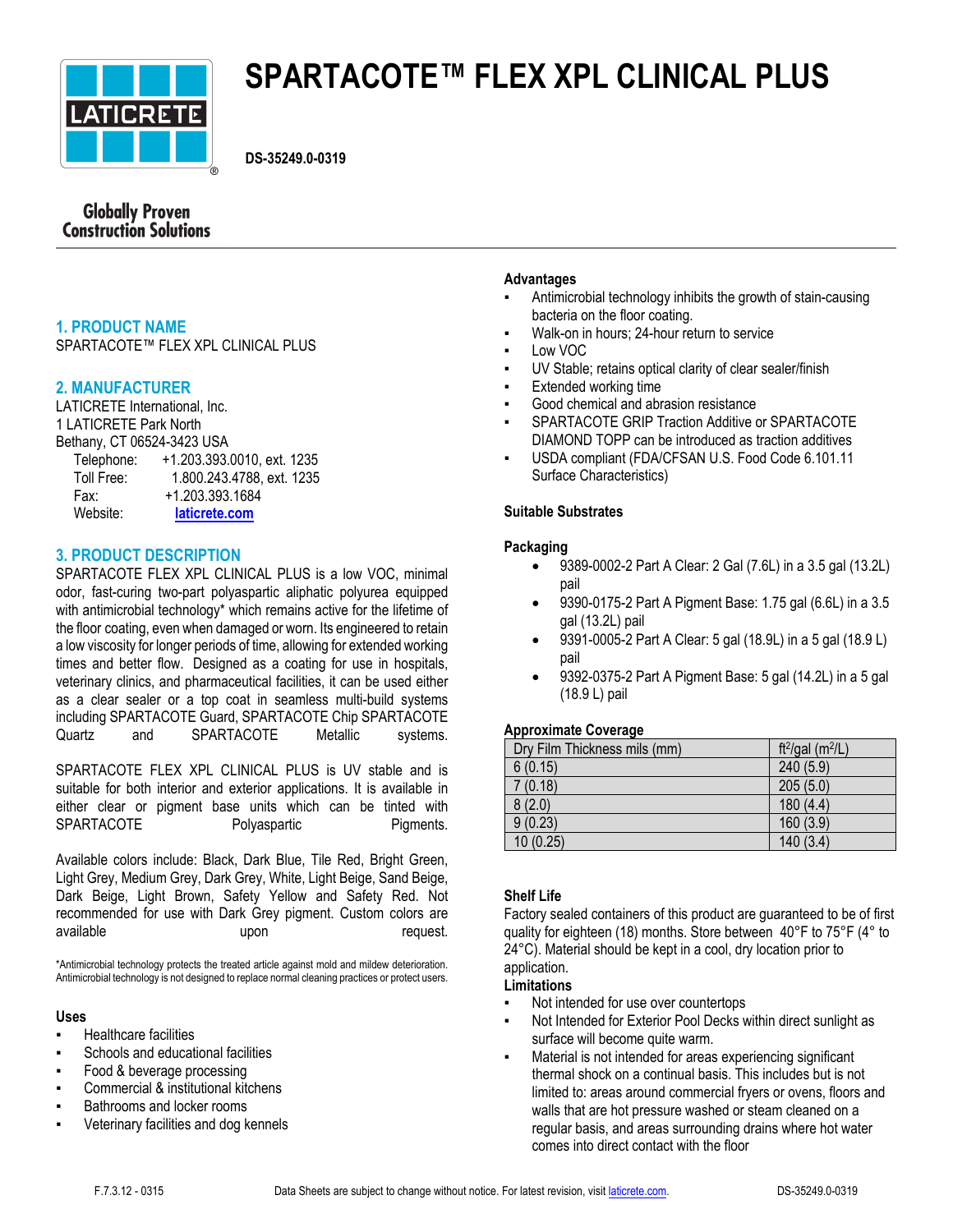# SPARTACOTE™ FLEX XPL CLINICAL PLUS

**DS-35249.0-0319**

Globally Proven Construction Solutions

## 1. PRODUCT NAME

SPARTACOTE™ FLEX XPL CLINICAL PLUS

## 2. MANUFACTURER

LATICRETE International, Inc.
1 LATICRETE Park North
Bethany, CT 06524-3423 USA

Telephone: +1.203.393.0010, ext. 1235
Toll Free: 1.800.243.4788, ext. 1235
Fax: +1.203.393.1684
Website: **laticrete.com**

## 3. PRODUCT DESCRIPTION

SPARTACOTE FLEX XPL CLINICAL PLUS is a low VOC, minimal odor, fast-curing two-part polyaspartic aliphatic polyurea equipped with antimicrobial technology* which remains active for the lifetime of the floor coating, even when damaged or worn. Its engineered to retain a low viscosity for longer periods of time, allowing for extended working times and better flow. Designed as a coating for use in hospitals, veterinary clinics, and pharmaceutical facilities, it can be used either as a clear sealer or a top coat in seamless multi-build systems including SPARTACOTE Guard, SPARTACOTE Chip SPARTACOTE Quartz and SPARTACOTE Metallic systems.

SPARTACOTE FLEX XPL CLINICAL PLUS is UV stable and is suitable for both interior and exterior applications. It is available in either clear or pigment base units which can be tinted with SPARTACOTE Polyaspartic Pigments.

Available colors include: Black, Dark Blue, Tile Red, Bright Green, Light Grey, Medium Grey, Dark Grey, White, Light Beige, Sand Beige, Dark Beige, Light Brown, Safety Yellow and Safety Red. Not recommended for use with Dark Grey pigment. Custom colors are available upon request.

*Antimicrobial technology protects the treated article against mold and mildew deterioration. Antimicrobial technology is not designed to replace normal cleaning practices or protect users.

### Uses

- Healthcare facilities
- Schools and educational facilities
- Food & beverage processing
- Commercial & institutional kitchens
- Bathrooms and locker rooms
- Veterinary facilities and dog kennels

### Advantages

- Antimicrobial technology inhibits the growth of stain-causing bacteria on the floor coating.
- Walk-on in hours; 24-hour return to service
- Low VOC
- UV Stable; retains optical clarity of clear sealer/finish
- Extended working time
- Good chemical and abrasion resistance
- SPARTACOTE GRIP Traction Additive or SPARTACOTE DIAMOND TOPP can be introduced as traction additives
- USDA compliant (FDA/CFSAN U.S. Food Code 6.101.11 Surface Characteristics)

### Suitable Substrates

### Packaging

- 9389-0002-2 Part A Clear: 2 Gal (7.6L) in a 3.5 gal (13.2L) pail
- 9390-0175-2 Part A Pigment Base: 1.75 gal (6.6L) in a 3.5 gal (13.2L) pail
- 9391-0005-2 Part A Clear: 5 gal (18.9L) in a 5 gal (18.9 L) pail
- 9392-0375-2 Part A Pigment Base: 5 gal (14.2L) in a 5 gal (18.9 L) pail

### Approximate Coverage

| Dry Film Thickness mils (mm) | ft$^2$/gal (m$^2$/L) |
|---|---|
| 6 (0.15) | 240 (5.9) |
| 7 (0.18) | 205 (5.0) |
| 8 (2.0) | 180 (4.4) |
| 9 (0.23) | 160 (3.9) |
| 10 (0.25) | 140 (3.4) |

### Shelf Life

Factory sealed containers of this product are guaranteed to be of first quality for eighteen (18) months. Store between 40°F to 75°F (4° to 24°C). Material should be kept in a cool, dry location prior to application.

### Limitations

- Not intended for use over countertops
- Not Intended for Exterior Pool Decks within direct sunlight as surface will become quite warm.
- Material is not intended for areas experiencing significant thermal shock on a continual basis. This includes but is not limited to: areas around commercial fryers or ovens, floors and walls that are hot pressure washed or steam cleaned on a regular basis, and areas surrounding drains where hot water comes into direct contact with the floor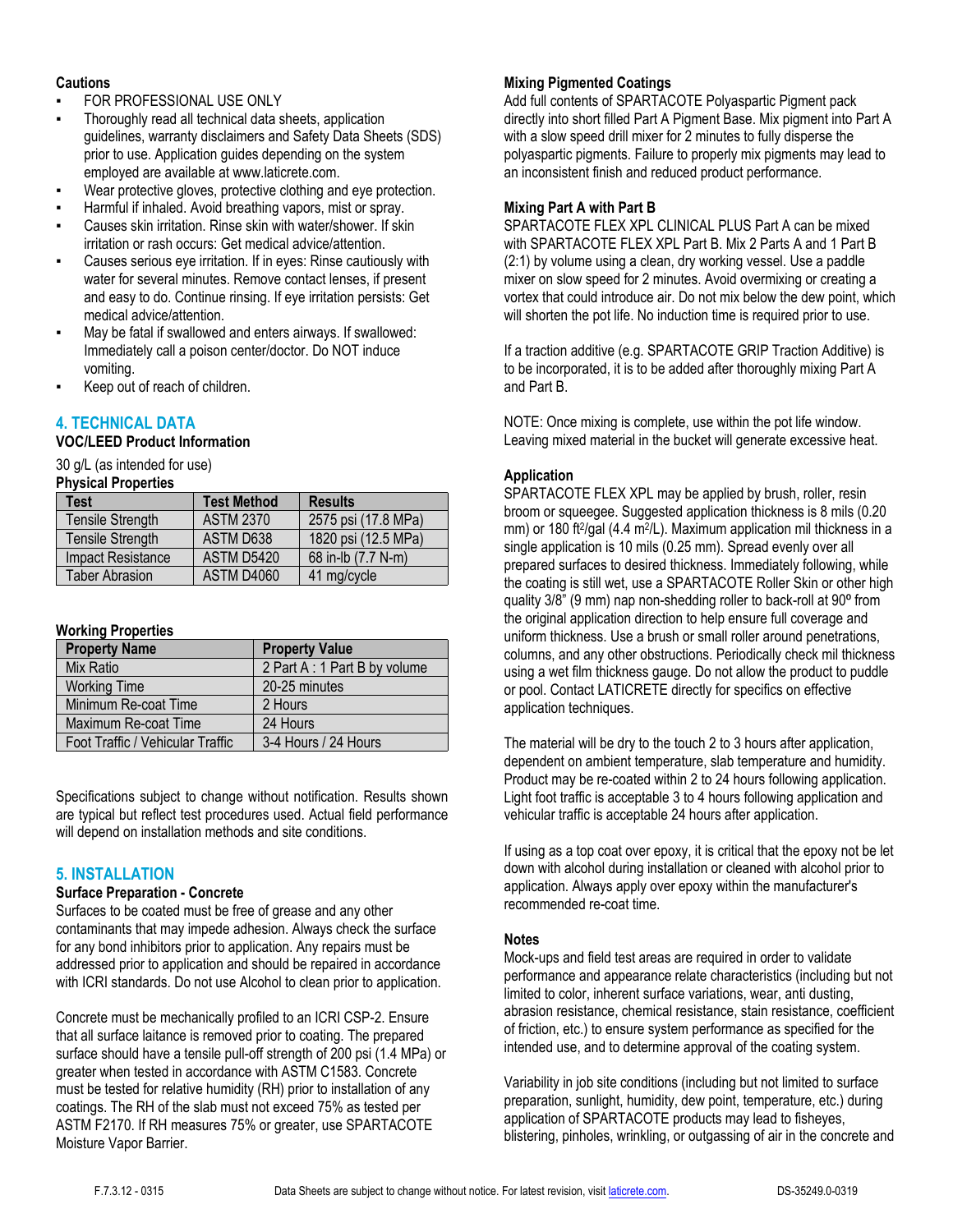**Cautions**

- FOR PROFESSIONAL USE ONLY
- Thoroughly read all technical data sheets, application guidelines, warranty disclaimers and Safety Data Sheets (SDS) prior to use. Application guides depending on the system employed are available at www.laticrete.com.
- Wear protective gloves, protective clothing and eye protection.
- Harmful if inhaled. Avoid breathing vapors, mist or spray.
- Causes skin irritation. Rinse skin with water/shower. If skin irritation or rash occurs: Get medical advice/attention.
- Causes serious eye irritation. If in eyes: Rinse cautiously with water for several minutes. Remove contact lenses, if present and easy to do. Continue rinsing. If eye irritation persists: Get medical advice/attention.
- May be fatal if swallowed and enters airways. If swallowed: Immediately call a poison center/doctor. Do NOT induce vomiting.
- Keep out of reach of children.

## 4. TECHNICAL DATA

**VOC/LEED Product Information**

30 g/L (as intended for use)

**Physical Properties**

| Test | Test Method | Results |
|---|---|---|
| Tensile Strength | ASTM 2370 | 2575 psi (17.8 MPa) |
| Tensile Strength | ASTM D638 | 1820 psi (12.5 MPa) |
| Impact Resistance | ASTM D5420 | 68 in-lb (7.7 N-m) |
| Taber Abrasion | ASTM D4060 | 41 mg/cycle |

**Working Properties**

| Property Name | Property Value |
|---|---|
| Mix Ratio | 2 Part A : 1 Part B by volume |
| Working Time | 20-25 minutes |
| Minimum Re-coat Time | 2 Hours |
| Maximum Re-coat Time | 24 Hours |
| Foot Traffic / Vehicular Traffic | 3-4 Hours / 24 Hours |

Specifications subject to change without notification. Results shown are typical but reflect test procedures used. Actual field performance will depend on installation methods and site conditions.

## 5. INSTALLATION

**Surface Preparation - Concrete**

Surfaces to be coated must be free of grease and any other contaminants that may impede adhesion. Always check the surface for any bond inhibitors prior to application. Any repairs must be addressed prior to application and should be repaired in accordance with ICRI standards. Do not use Alcohol to clean prior to application.

Concrete must be mechanically profiled to an ICRI CSP-2. Ensure that all surface laitance is removed prior to coating. The prepared surface should have a tensile pull-off strength of 200 psi (1.4 MPa) or greater when tested in accordance with ASTM C1583. Concrete must be tested for relative humidity (RH) prior to installation of any coatings. The RH of the slab must not exceed 75% as tested per ASTM F2170. If RH measures 75% or greater, use SPARTACOTE Moisture Vapor Barrier.

**Mixing Pigmented Coatings**

Add full contents of SPARTACOTE Polyaspartic Pigment pack directly into short filled Part A Pigment Base. Mix pigment into Part A with a slow speed drill mixer for 2 minutes to fully disperse the polyaspartic pigments. Failure to properly mix pigments may lead to an inconsistent finish and reduced product performance.

**Mixing Part A with Part B**

SPARTACOTE FLEX XPL CLINICAL PLUS Part A can be mixed with SPARTACOTE FLEX XPL Part B. Mix 2 Parts A and 1 Part B (2:1) by volume using a clean, dry working vessel. Use a paddle mixer on slow speed for 2 minutes. Avoid overmixing or creating a vortex that could introduce air. Do not mix below the dew point, which will shorten the pot life. No induction time is required prior to use.

If a traction additive (e.g. SPARTACOTE GRIP Traction Additive) is to be incorporated, it is to be added after thoroughly mixing Part A and Part B.

NOTE: Once mixing is complete, use within the pot life window. Leaving mixed material in the bucket will generate excessive heat.

**Application**

SPARTACOTE FLEX XPL may be applied by brush, roller, resin broom or squeegee. Suggested application thickness is 8 mils (0.20 mm) or 180 ft²/gal (4.4 m²/L). Maximum application mil thickness in a single application is 10 mils (0.25 mm). Spread evenly over all prepared surfaces to desired thickness. Immediately following, while the coating is still wet, use a SPARTACOTE Roller Skin or other high quality 3/8" (9 mm) nap non-shedding roller to back-roll at 90º from the original application direction to help ensure full coverage and uniform thickness. Use a brush or small roller around penetrations, columns, and any other obstructions. Periodically check mil thickness using a wet film thickness gauge. Do not allow the product to puddle or pool. Contact LATICRETE directly for specifics on effective application techniques.

The material will be dry to the touch 2 to 3 hours after application, dependent on ambient temperature, slab temperature and humidity. Product may be re-coated within 2 to 24 hours following application. Light foot traffic is acceptable 3 to 4 hours following application and vehicular traffic is acceptable 24 hours after application.

If using as a top coat over epoxy, it is critical that the epoxy not be let down with alcohol during installation or cleaned with alcohol prior to application. Always apply over epoxy within the manufacturer's recommended re-coat time.

**Notes**

Mock-ups and field test areas are required in order to validate performance and appearance relate characteristics (including but not limited to color, inherent surface variations, wear, anti dusting, abrasion resistance, chemical resistance, stain resistance, coefficient of friction, etc.) to ensure system performance as specified for the intended use, and to determine approval of the coating system.

Variability in job site conditions (including but not limited to surface preparation, sunlight, humidity, dew point, temperature, etc.) during application of SPARTACOTE products may lead to fisheyes, blistering, pinholes, wrinkling, or outgassing of air in the concrete and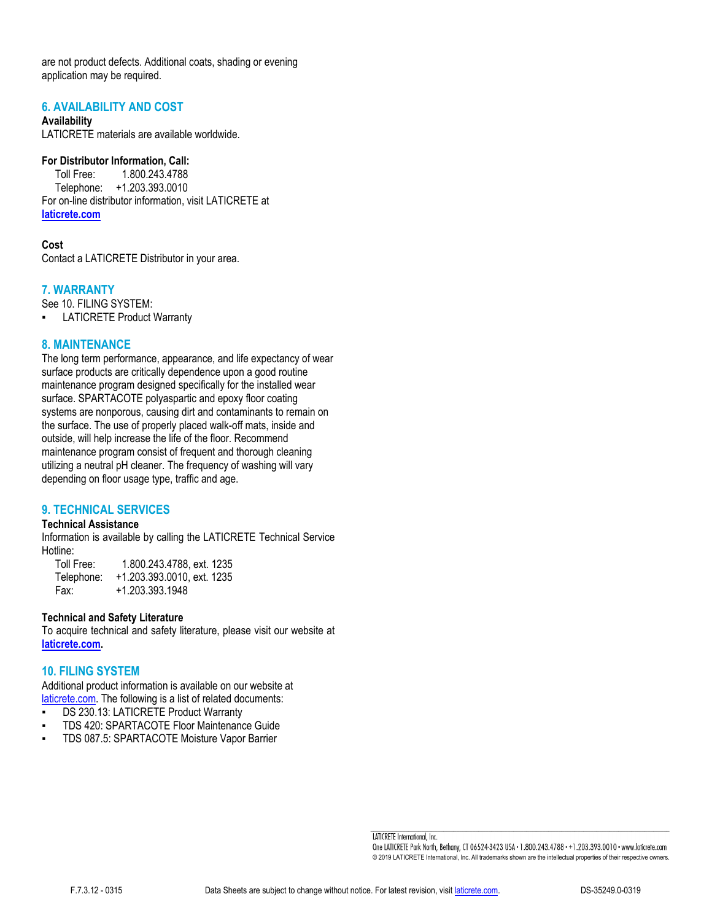are not product defects. Additional coats, shading or evening application may be required.

## 6. AVAILABILITY AND COST

**Availability**

LATICRETE materials are available worldwide.

**For Distributor Information, Call:**

Toll Free: 1.800.243.4788
Telephone: +1.203.393.0010

For on-line distributor information, visit LATICRETE at **laticrete.com**

**Cost**

Contact a LATICRETE Distributor in your area.

## 7. WARRANTY

See 10. FILING SYSTEM:

- LATICRETE Product Warranty

## 8. MAINTENANCE

The long term performance, appearance, and life expectancy of wear surface products are critically dependence upon a good routine maintenance program designed specifically for the installed wear surface. SPARTACOTE polyaspartic and epoxy floor coating systems are nonporous, causing dirt and contaminants to remain on the surface. The use of properly placed walk-off mats, inside and outside, will help increase the life of the floor. Recommend maintenance program consist of frequent and thorough cleaning utilizing a neutral pH cleaner. The frequency of washing will vary depending on floor usage type, traffic and age.

## 9. TECHNICAL SERVICES

**Technical Assistance**

Information is available by calling the LATICRETE Technical Service Hotline:

Toll Free: 1.800.243.4788, ext. 1235
Telephone: +1.203.393.0010, ext. 1235
Fax: +1.203.393.1948

**Technical and Safety Literature**

To acquire technical and safety literature, please visit our website at **laticrete.com.**

## 10. FILING SYSTEM

Additional product information is available on our website at laticrete.com. The following is a list of related documents:

- DS 230.13: LATICRETE Product Warranty
- TDS 420: SPARTACOTE Floor Maintenance Guide
- TDS 087.5: SPARTACOTE Moisture Vapor Barrier

LATICRETE International, Inc.
One LATICRETE Park North, Bethany, CT 06524-3423 USA • 1.800.243.4788 • +1.203.393.0010 • www.laticrete.com
© 2019 LATICRETE International, Inc. All trademarks shown are the intellectual properties of their respective owners.

F.7.3.12 - 0315 Data Sheets are subject to change without notice. For latest revision, visit laticrete.com. DS-35249.0-0319